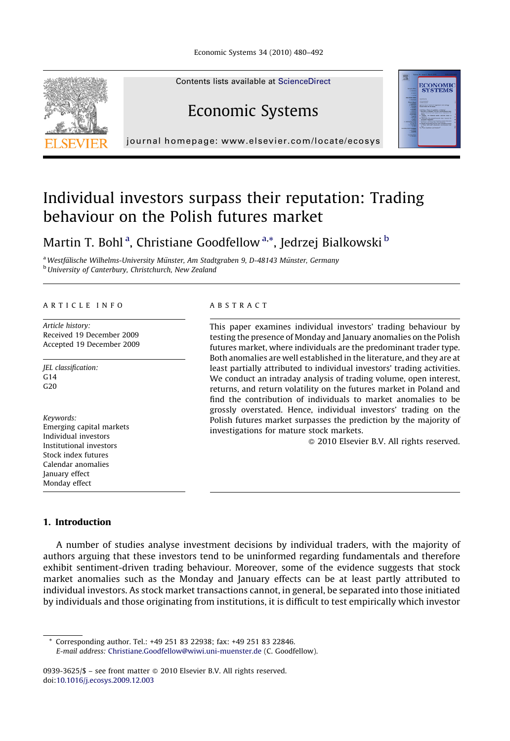Contents lists available at ScienceDirect

# Economic Systems

journal homepage: www.elsevier.com/locate/ecosys

# Individual investors surpass their reputation: Trading behaviour on the Polish futures market

Martin T. Bohl [a], Christiane Goodfellow [a,*], Jedrzej Bialkowski [b]

[a] Westfälische Wilhelms-University Münster, Am Stadtgraben 9, D-48143 Münster, Germany
[b] University of Canterbury, Christchurch, New Zealand

ARTICLE INFO

*Article history:*
Received 19 December 2009
Accepted 19 December 2009

*JEL classification:*
G14
G20

*Keywords:*
Emerging capital markets
Individual investors
Institutional investors
Stock index futures
Calendar anomalies
January effect
Monday effect

ABSTRACT

This paper examines individual investors' trading behaviour by testing the presence of Monday and January anomalies on the Polish futures market, where individuals are the predominant trader type. Both anomalies are well established in the literature, and they are at least partially attributed to individual investors' trading activities. We conduct an intraday analysis of trading volume, open interest, returns, and return volatility on the futures market in Poland and find the contribution of individuals to market anomalies to be grossly overstated. Hence, individual investors' trading on the Polish futures market surpasses the prediction by the majority of investigations for mature stock markets.

© 2010 Elsevier B.V. All rights reserved.

## 1. Introduction

A number of studies analyse investment decisions by individual traders, with the majority of authors arguing that these investors tend to be uninformed regarding fundamentals and therefore exhibit sentiment-driven trading behaviour. Moreover, some of the evidence suggests that stock market anomalies such as the Monday and January effects can be at least partly attributed to individual investors. As stock market transactions cannot, in general, be separated into those initiated by individuals and those originating from institutions, it is difficult to test empirically which investor

* Corresponding author. Tel.: +49 251 83 22938; fax: +49 251 83 22846.
*E-mail address:* Christiane.Goodfellow@wiwi.uni-muenster.de (C. Goodfellow).

0939-3625/$ – see front matter © 2010 Elsevier B.V. All rights reserved.
doi:10.1016/j.ecosys.2009.12.003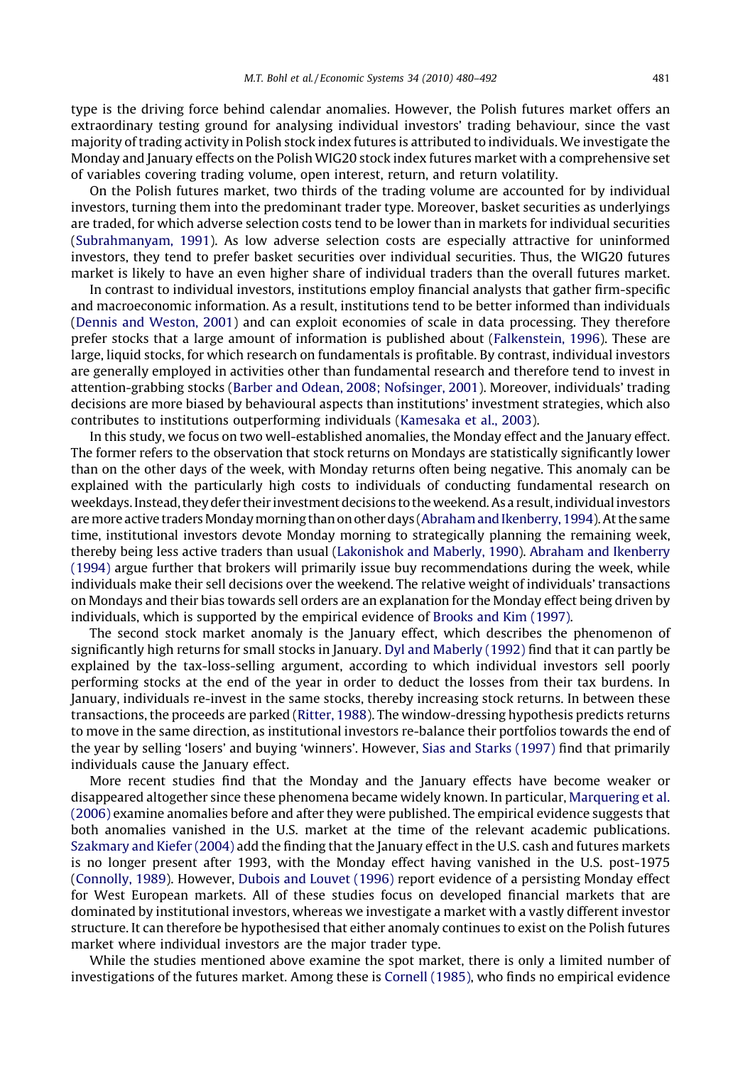type is the driving force behind calendar anomalies. However, the Polish futures market offers an extraordinary testing ground for analysing individual investors' trading behaviour, since the vast majority of trading activity in Polish stock index futures is attributed to individuals. We investigate the Monday and January effects on the Polish WIG20 stock index futures market with a comprehensive set of variables covering trading volume, open interest, return, and return volatility.

On the Polish futures market, two thirds of the trading volume are accounted for by individual investors, turning them into the predominant trader type. Moreover, basket securities as underlyings are traded, for which adverse selection costs tend to be lower than in markets for individual securities (Subrahmanyam, 1991). As low adverse selection costs are especially attractive for uninformed investors, they tend to prefer basket securities over individual securities. Thus, the WIG20 futures market is likely to have an even higher share of individual traders than the overall futures market.

In contrast to individual investors, institutions employ financial analysts that gather firm-specific and macroeconomic information. As a result, institutions tend to be better informed than individuals (Dennis and Weston, 2001) and can exploit economies of scale in data processing. They therefore prefer stocks that a large amount of information is published about (Falkenstein, 1996). These are large, liquid stocks, for which research on fundamentals is profitable. By contrast, individual investors are generally employed in activities other than fundamental research and therefore tend to invest in attention-grabbing stocks (Barber and Odean, 2008; Nofsinger, 2001). Moreover, individuals' trading decisions are more biased by behavioural aspects than institutions' investment strategies, which also contributes to institutions outperforming individuals (Kamesaka et al., 2003).

In this study, we focus on two well-established anomalies, the Monday effect and the January effect. The former refers to the observation that stock returns on Mondays are statistically significantly lower than on the other days of the week, with Monday returns often being negative. This anomaly can be explained with the particularly high costs to individuals of conducting fundamental research on weekdays. Instead, they defer their investment decisions to the weekend. As a result, individual investors are more active traders Monday morning than on other days (Abraham and Ikenberry, 1994). At the same time, institutional investors devote Monday morning to strategically planning the remaining week, thereby being less active traders than usual (Lakonishok and Maberly, 1990). Abraham and Ikenberry (1994) argue further that brokers will primarily issue buy recommendations during the week, while individuals make their sell decisions over the weekend. The relative weight of individuals' transactions on Mondays and their bias towards sell orders are an explanation for the Monday effect being driven by individuals, which is supported by the empirical evidence of Brooks and Kim (1997).

The second stock market anomaly is the January effect, which describes the phenomenon of significantly high returns for small stocks in January. Dyl and Maberly (1992) find that it can partly be explained by the tax-loss-selling argument, according to which individual investors sell poorly performing stocks at the end of the year in order to deduct the losses from their tax burdens. In January, individuals re-invest in the same stocks, thereby increasing stock returns. In between these transactions, the proceeds are parked (Ritter, 1988). The window-dressing hypothesis predicts returns to move in the same direction, as institutional investors re-balance their portfolios towards the end of the year by selling 'losers' and buying 'winners'. However, Sias and Starks (1997) find that primarily individuals cause the January effect.

More recent studies find that the Monday and the January effects have become weaker or disappeared altogether since these phenomena became widely known. In particular, Marquering et al. (2006) examine anomalies before and after they were published. The empirical evidence suggests that both anomalies vanished in the U.S. market at the time of the relevant academic publications. Szakmary and Kiefer (2004) add the finding that the January effect in the U.S. cash and futures markets is no longer present after 1993, with the Monday effect having vanished in the U.S. post-1975 (Connolly, 1989). However, Dubois and Louvet (1996) report evidence of a persisting Monday effect for West European markets. All of these studies focus on developed financial markets that are dominated by institutional investors, whereas we investigate a market with a vastly different investor structure. It can therefore be hypothesised that either anomaly continues to exist on the Polish futures market where individual investors are the major trader type.

While the studies mentioned above examine the spot market, there is only a limited number of investigations of the futures market. Among these is Cornell (1985), who finds no empirical evidence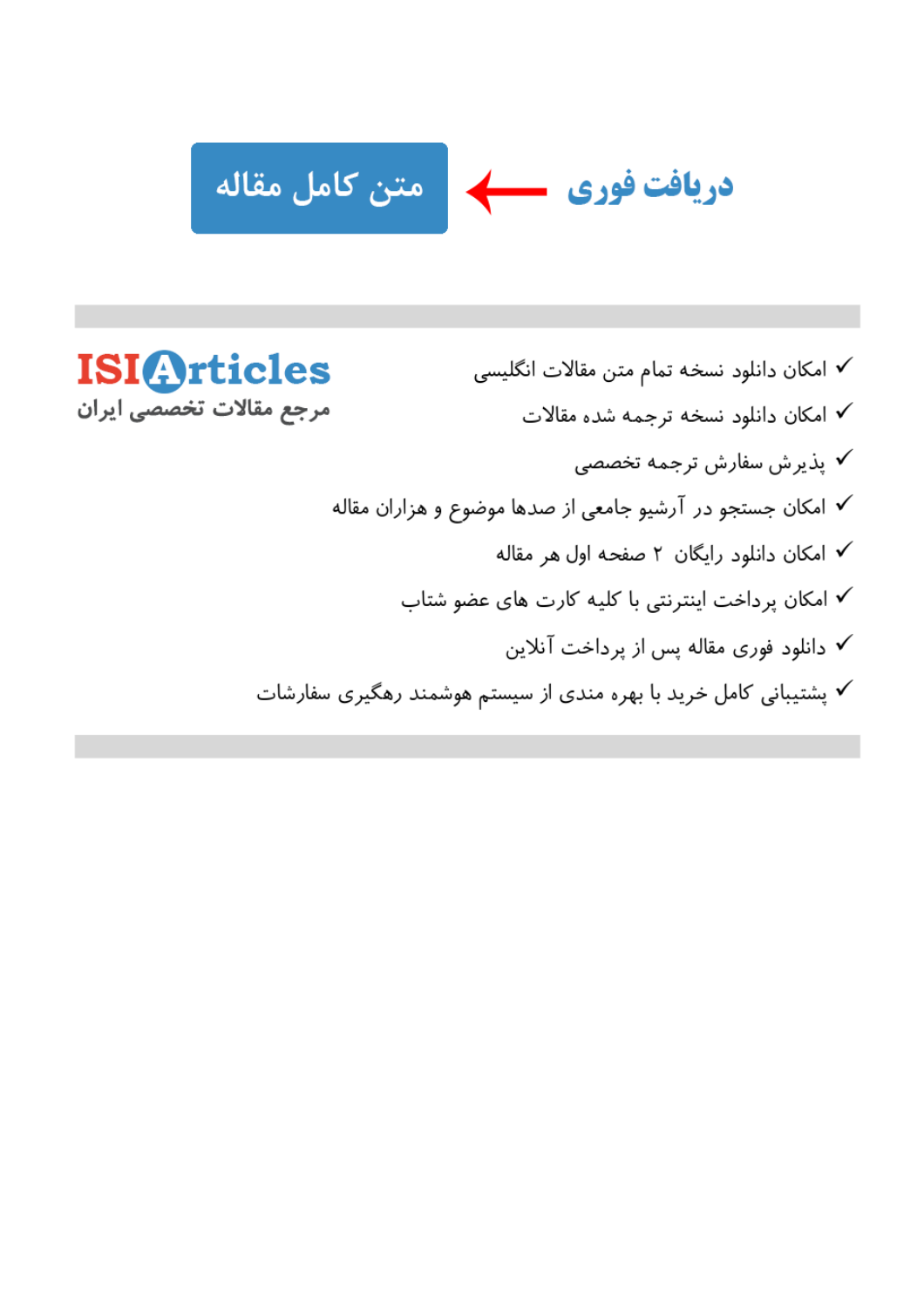دریافت فوری ← **متن کامل مقاله**

**ISIArticles**
مرجع مقالات تخصصی ایران

- ✓ امکان دانلود نسخه تمام متن مقالات انگلیسی
- ✓ امکان دانلود نسخه ترجمه شده مقالات
- ✓ پذیرش سفارش ترجمه تخصصی
- ✓ امکان جستجو در آرشیو جامعی از صدها موضوع و هزاران مقاله
- ✓ امکان دانلود رایگان ۲ صفحه اول هر مقاله
- ✓ امکان پرداخت اینترنتی با کلیه کارت های عضو شتاب
- ✓ دانلود فوری مقاله پس از پرداخت آنلاین
- ✓ پشتیبانی کامل خرید با بهره مندی از سیستم هوشمند رهگیری سفارشات